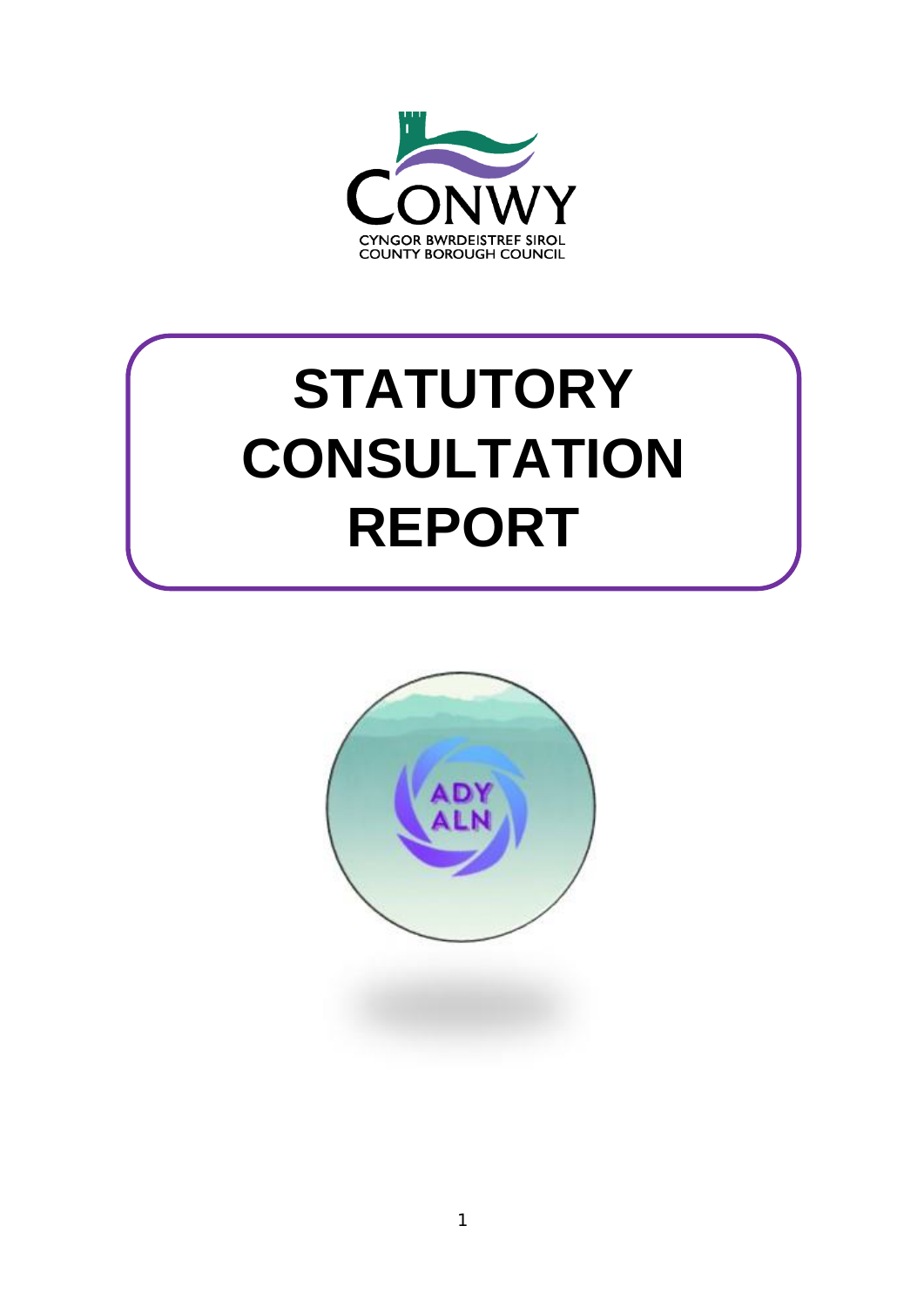CONWY

CYNGOR BWRDEISTREF SIROL
COUNTY BOROUGH COUNCIL

# STATUTORY CONSULTATION REPORT

ADY
ALN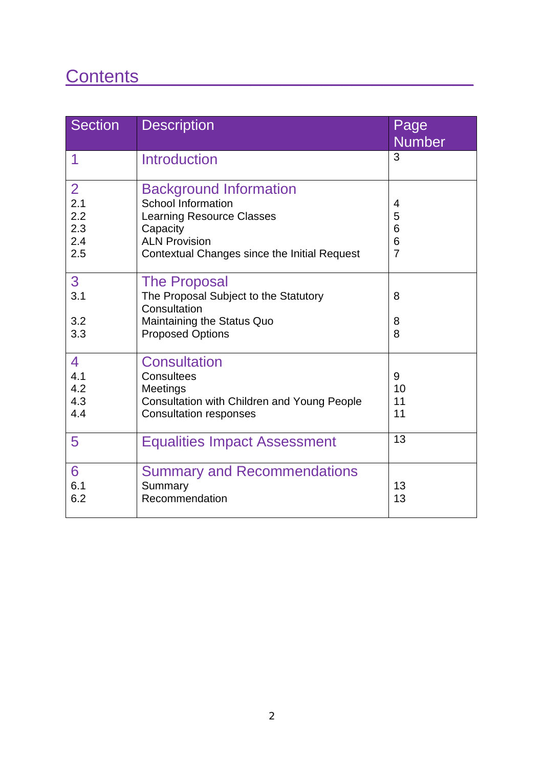# Contents

| Section | Description | Page Number |
|---|---|---|
| 1 | Introduction | 3 |
| 2 | Background Information | |
| 2.1 | School Information | 4 |
| 2.2 | Learning Resource Classes | 5 |
| 2.3 | Capacity | 6 |
| 2.4 | ALN Provision | 6 |
| 2.5 | Contextual Changes since the Initial Request | 7 |
| 3 | The Proposal | |
| 3.1 | The Proposal Subject to the Statutory Consultation | 8 |
| 3.2 | Maintaining the Status Quo | 8 |
| 3.3 | Proposed Options | 8 |
| 4 | Consultation | |
| 4.1 | Consultees | 9 |
| 4.2 | Meetings | 10 |
| 4.3 | Consultation with Children and Young People | 11 |
| 4.4 | Consultation responses | 11 |
| 5 | Equalities Impact Assessment | 13 |
| 6 | Summary and Recommendations | |
| 6.1 | Summary | 13 |
| 6.2 | Recommendation | 13 |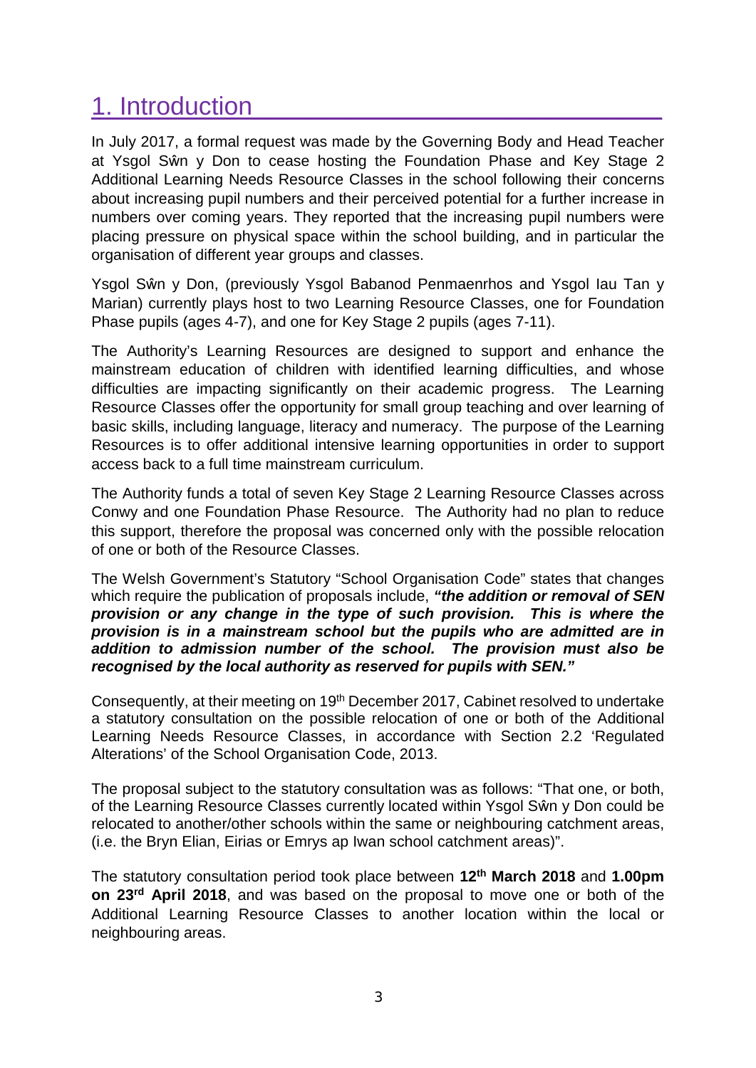# 1. Introduction

In July 2017, a formal request was made by the Governing Body and Head Teacher at Ysgol Sŵn y Don to cease hosting the Foundation Phase and Key Stage 2 Additional Learning Needs Resource Classes in the school following their concerns about increasing pupil numbers and their perceived potential for a further increase in numbers over coming years. They reported that the increasing pupil numbers were placing pressure on physical space within the school building, and in particular the organisation of different year groups and classes.

Ysgol Sŵn y Don, (previously Ysgol Babanod Penmaenrhos and Ysgol Iau Tan y Marian) currently plays host to two Learning Resource Classes, one for Foundation Phase pupils (ages 4-7), and one for Key Stage 2 pupils (ages 7-11).

The Authority's Learning Resources are designed to support and enhance the mainstream education of children with identified learning difficulties, and whose difficulties are impacting significantly on their academic progress. The Learning Resource Classes offer the opportunity for small group teaching and over learning of basic skills, including language, literacy and numeracy. The purpose of the Learning Resources is to offer additional intensive learning opportunities in order to support access back to a full time mainstream curriculum.

The Authority funds a total of seven Key Stage 2 Learning Resource Classes across Conwy and one Foundation Phase Resource. The Authority had no plan to reduce this support, therefore the proposal was concerned only with the possible relocation of one or both of the Resource Classes.

The Welsh Government's Statutory "School Organisation Code" states that changes which require the publication of proposals include, ***"the addition or removal of SEN provision or any change in the type of such provision. This is where the provision is in a mainstream school but the pupils who are admitted are in addition to admission number of the school. The provision must also be recognised by the local authority as reserved for pupils with SEN."***

Consequently, at their meeting on 19th December 2017, Cabinet resolved to undertake a statutory consultation on the possible relocation of one or both of the Additional Learning Needs Resource Classes, in accordance with Section 2.2 'Regulated Alterations' of the School Organisation Code, 2013.

The proposal subject to the statutory consultation was as follows: "That one, or both, of the Learning Resource Classes currently located within Ysgol Sŵn y Don could be relocated to another/other schools within the same or neighbouring catchment areas, (i.e. the Bryn Elian, Eirias or Emrys ap Iwan school catchment areas)".

The statutory consultation period took place between **12th March 2018** and **1.00pm on 23rd April 2018**, and was based on the proposal to move one or both of the Additional Learning Resource Classes to another location within the local or neighbouring areas.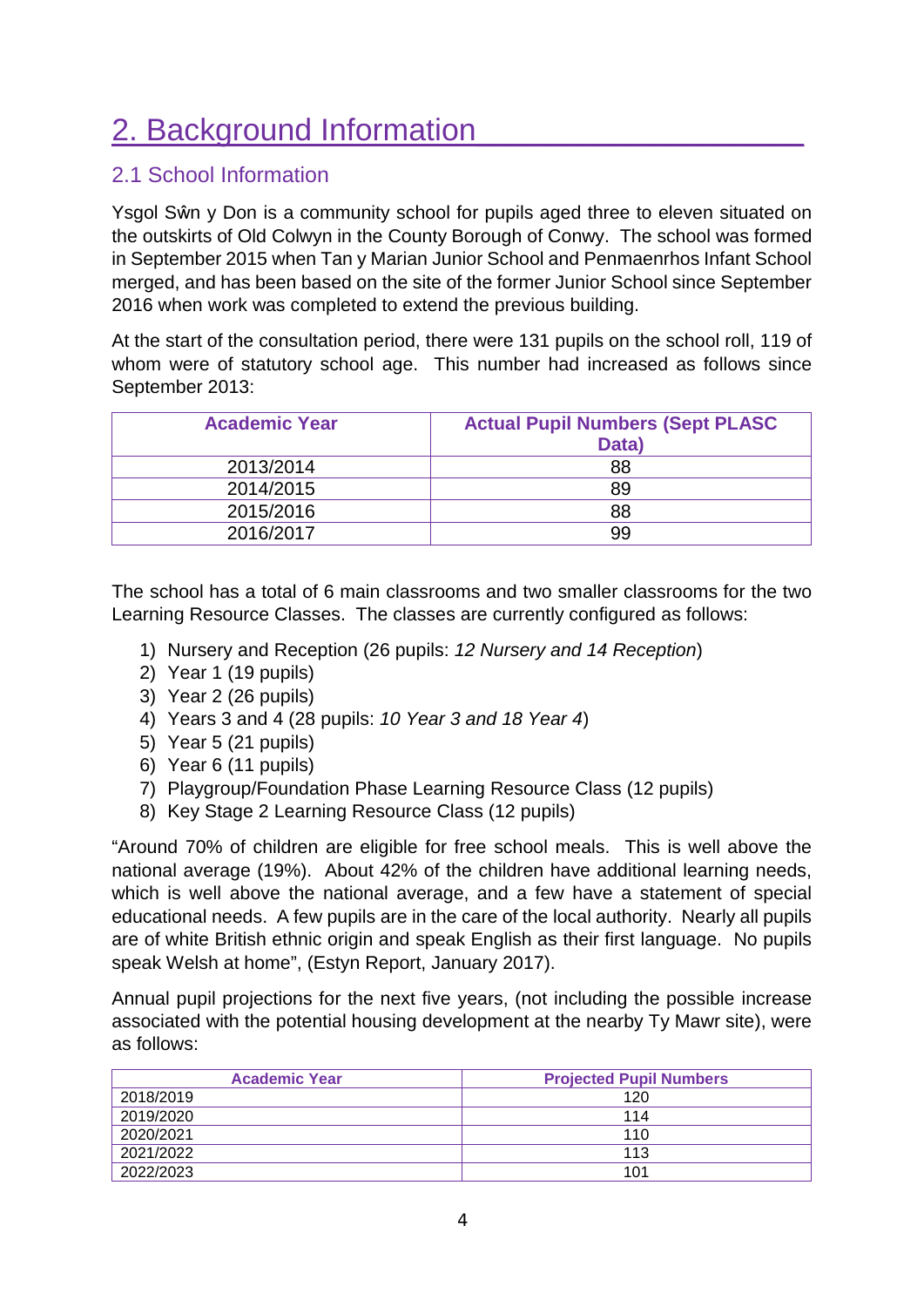# 2. Background Information

## 2.1 School Information

Ysgol Sŵn y Don is a community school for pupils aged three to eleven situated on the outskirts of Old Colwyn in the County Borough of Conwy. The school was formed in September 2015 when Tan y Marian Junior School and Penmaenrhos Infant School merged, and has been based on the site of the former Junior School since September 2016 when work was completed to extend the previous building.

At the start of the consultation period, there were 131 pupils on the school roll, 119 of whom were of statutory school age. This number had increased as follows since September 2013:

| Academic Year | Actual Pupil Numbers (Sept PLASC Data) |
|---|---|
| 2013/2014 | 88 |
| 2014/2015 | 89 |
| 2015/2016 | 88 |
| 2016/2017 | 99 |

The school has a total of 6 main classrooms and two smaller classrooms for the two Learning Resource Classes. The classes are currently configured as follows:

1) Nursery and Reception (26 pupils: *12 Nursery and 14 Reception*)
2) Year 1 (19 pupils)
3) Year 2 (26 pupils)
4) Years 3 and 4 (28 pupils: *10 Year 3 and 18 Year 4*)
5) Year 5 (21 pupils)
6) Year 6 (11 pupils)
7) Playgroup/Foundation Phase Learning Resource Class (12 pupils)
8) Key Stage 2 Learning Resource Class (12 pupils)

"Around 70% of children are eligible for free school meals. This is well above the national average (19%). About 42% of the children have additional learning needs, which is well above the national average, and a few have a statement of special educational needs. A few pupils are in the care of the local authority. Nearly all pupils are of white British ethnic origin and speak English as their first language. No pupils speak Welsh at home", (Estyn Report, January 2017).

Annual pupil projections for the next five years, (not including the possible increase associated with the potential housing development at the nearby Ty Mawr site), were as follows:

| Academic Year | Projected Pupil Numbers |
|---|---|
| 2018/2019 | 120 |
| 2019/2020 | 114 |
| 2020/2021 | 110 |
| 2021/2022 | 113 |
| 2022/2023 | 101 |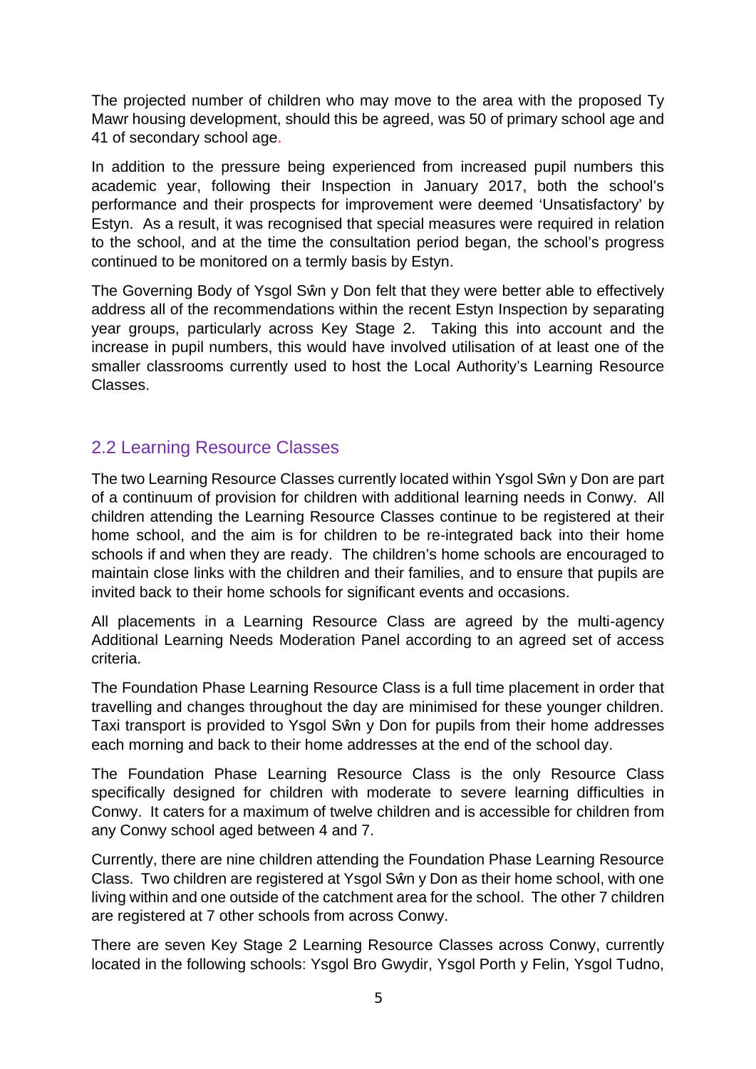The projected number of children who may move to the area with the proposed Ty Mawr housing development, should this be agreed, was 50 of primary school age and 41 of secondary school age.

In addition to the pressure being experienced from increased pupil numbers this academic year, following their Inspection in January 2017, both the school's performance and their prospects for improvement were deemed 'Unsatisfactory' by Estyn. As a result, it was recognised that special measures were required in relation to the school, and at the time the consultation period began, the school's progress continued to be monitored on a termly basis by Estyn.

The Governing Body of Ysgol Sŵn y Don felt that they were better able to effectively address all of the recommendations within the recent Estyn Inspection by separating year groups, particularly across Key Stage 2. Taking this into account and the increase in pupil numbers, this would have involved utilisation of at least one of the smaller classrooms currently used to host the Local Authority's Learning Resource Classes.

## 2.2 Learning Resource Classes

The two Learning Resource Classes currently located within Ysgol Sŵn y Don are part of a continuum of provision for children with additional learning needs in Conwy. All children attending the Learning Resource Classes continue to be registered at their home school, and the aim is for children to be re-integrated back into their home schools if and when they are ready. The children's home schools are encouraged to maintain close links with the children and their families, and to ensure that pupils are invited back to their home schools for significant events and occasions.

All placements in a Learning Resource Class are agreed by the multi-agency Additional Learning Needs Moderation Panel according to an agreed set of access criteria.

The Foundation Phase Learning Resource Class is a full time placement in order that travelling and changes throughout the day are minimised for these younger children. Taxi transport is provided to Ysgol Sŵn y Don for pupils from their home addresses each morning and back to their home addresses at the end of the school day.

The Foundation Phase Learning Resource Class is the only Resource Class specifically designed for children with moderate to severe learning difficulties in Conwy. It caters for a maximum of twelve children and is accessible for children from any Conwy school aged between 4 and 7.

Currently, there are nine children attending the Foundation Phase Learning Resource Class. Two children are registered at Ysgol Sŵn y Don as their home school, with one living within and one outside of the catchment area for the school. The other 7 children are registered at 7 other schools from across Conwy.

There are seven Key Stage 2 Learning Resource Classes across Conwy, currently located in the following schools: Ysgol Bro Gwydir, Ysgol Porth y Felin, Ysgol Tudno,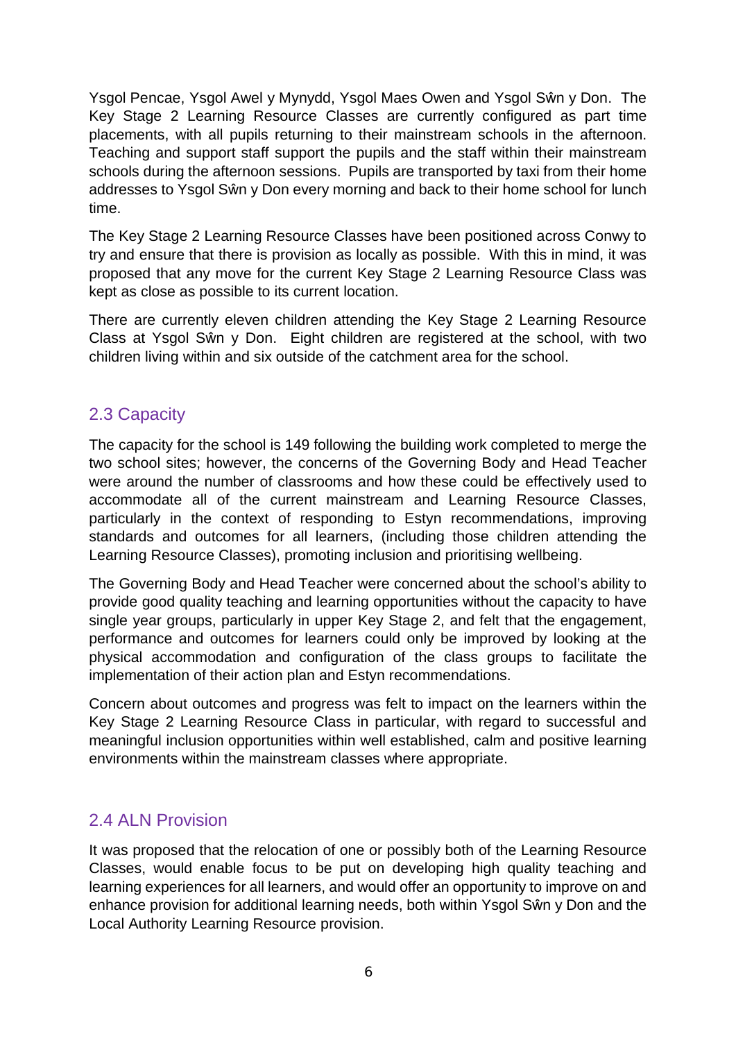Ysgol Pencae, Ysgol Awel y Mynydd, Ysgol Maes Owen and Ysgol Sŵn y Don. The Key Stage 2 Learning Resource Classes are currently configured as part time placements, with all pupils returning to their mainstream schools in the afternoon. Teaching and support staff support the pupils and the staff within their mainstream schools during the afternoon sessions. Pupils are transported by taxi from their home addresses to Ysgol Sŵn y Don every morning and back to their home school for lunch time.

The Key Stage 2 Learning Resource Classes have been positioned across Conwy to try and ensure that there is provision as locally as possible. With this in mind, it was proposed that any move for the current Key Stage 2 Learning Resource Class was kept as close as possible to its current location.

There are currently eleven children attending the Key Stage 2 Learning Resource Class at Ysgol Sŵn y Don. Eight children are registered at the school, with two children living within and six outside of the catchment area for the school.

## 2.3 Capacity

The capacity for the school is 149 following the building work completed to merge the two school sites; however, the concerns of the Governing Body and Head Teacher were around the number of classrooms and how these could be effectively used to accommodate all of the current mainstream and Learning Resource Classes, particularly in the context of responding to Estyn recommendations, improving standards and outcomes for all learners, (including those children attending the Learning Resource Classes), promoting inclusion and prioritising wellbeing.

The Governing Body and Head Teacher were concerned about the school's ability to provide good quality teaching and learning opportunities without the capacity to have single year groups, particularly in upper Key Stage 2, and felt that the engagement, performance and outcomes for learners could only be improved by looking at the physical accommodation and configuration of the class groups to facilitate the implementation of their action plan and Estyn recommendations.

Concern about outcomes and progress was felt to impact on the learners within the Key Stage 2 Learning Resource Class in particular, with regard to successful and meaningful inclusion opportunities within well established, calm and positive learning environments within the mainstream classes where appropriate.

## 2.4 ALN Provision

It was proposed that the relocation of one or possibly both of the Learning Resource Classes, would enable focus to be put on developing high quality teaching and learning experiences for all learners, and would offer an opportunity to improve on and enhance provision for additional learning needs, both within Ysgol Sŵn y Don and the Local Authority Learning Resource provision.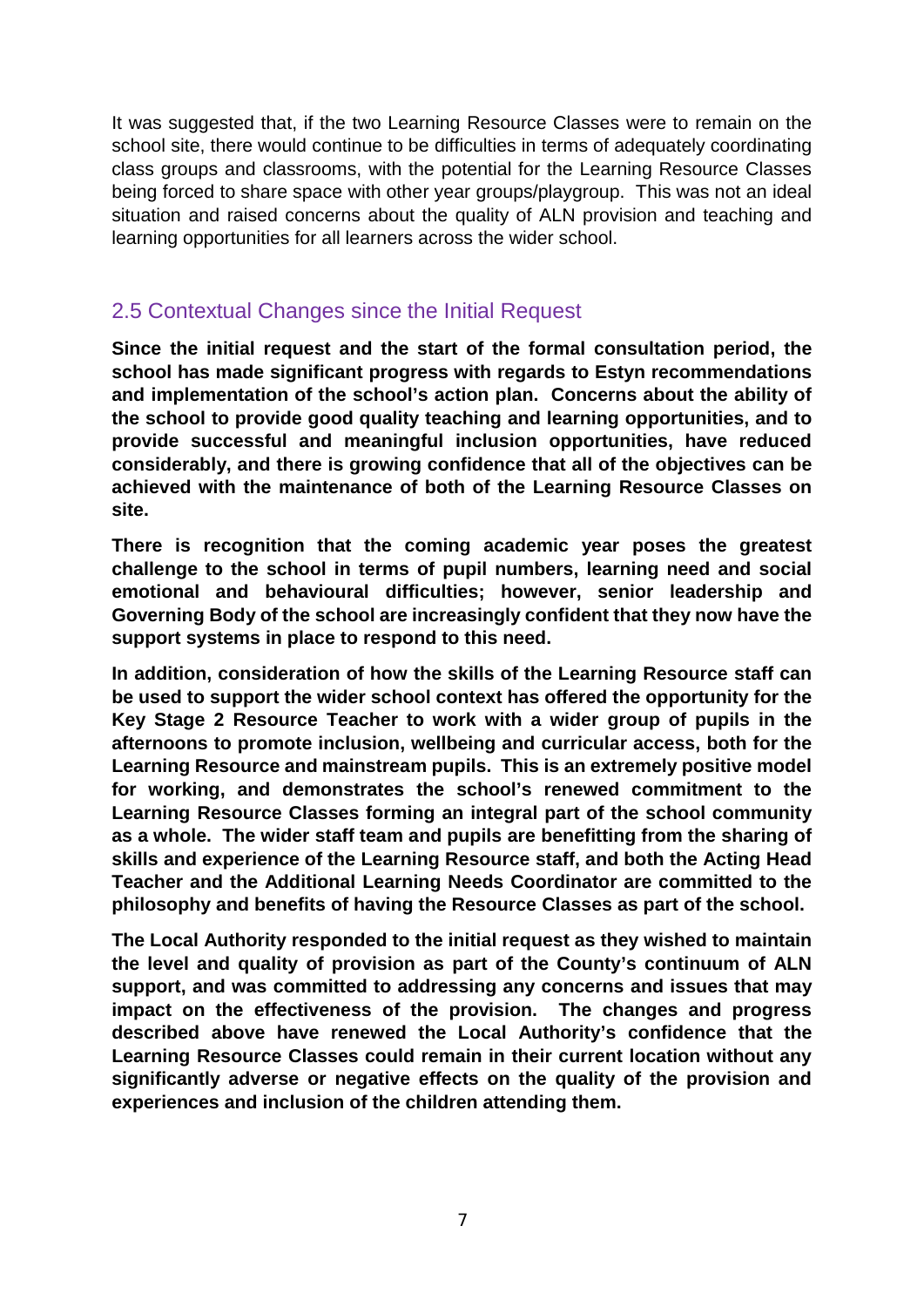It was suggested that, if the two Learning Resource Classes were to remain on the school site, there would continue to be difficulties in terms of adequately coordinating class groups and classrooms, with the potential for the Learning Resource Classes being forced to share space with other year groups/playgroup. This was not an ideal situation and raised concerns about the quality of ALN provision and teaching and learning opportunities for all learners across the wider school.

## 2.5 Contextual Changes since the Initial Request

**Since the initial request and the start of the formal consultation period, the school has made significant progress with regards to Estyn recommendations and implementation of the school's action plan. Concerns about the ability of the school to provide good quality teaching and learning opportunities, and to provide successful and meaningful inclusion opportunities, have reduced considerably, and there is growing confidence that all of the objectives can be achieved with the maintenance of both of the Learning Resource Classes on site.**

**There is recognition that the coming academic year poses the greatest challenge to the school in terms of pupil numbers, learning need and social emotional and behavioural difficulties; however, senior leadership and Governing Body of the school are increasingly confident that they now have the support systems in place to respond to this need.**

**In addition, consideration of how the skills of the Learning Resource staff can be used to support the wider school context has offered the opportunity for the Key Stage 2 Resource Teacher to work with a wider group of pupils in the afternoons to promote inclusion, wellbeing and curricular access, both for the Learning Resource and mainstream pupils. This is an extremely positive model for working, and demonstrates the school's renewed commitment to the Learning Resource Classes forming an integral part of the school community as a whole. The wider staff team and pupils are benefitting from the sharing of skills and experience of the Learning Resource staff, and both the Acting Head Teacher and the Additional Learning Needs Coordinator are committed to the philosophy and benefits of having the Resource Classes as part of the school.**

**The Local Authority responded to the initial request as they wished to maintain the level and quality of provision as part of the County's continuum of ALN support, and was committed to addressing any concerns and issues that may impact on the effectiveness of the provision. The changes and progress described above have renewed the Local Authority's confidence that the Learning Resource Classes could remain in their current location without any significantly adverse or negative effects on the quality of the provision and experiences and inclusion of the children attending them.**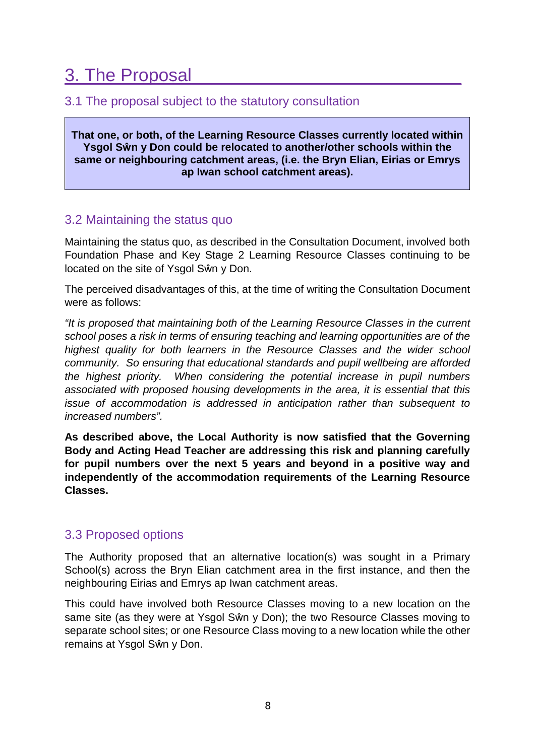# 3. The Proposal

## 3.1 The proposal subject to the statutory consultation

**That one, or both, of the Learning Resource Classes currently located within Ysgol Sŵn y Don could be relocated to another/other schools within the same or neighbouring catchment areas, (i.e. the Bryn Elian, Eirias or Emrys ap Iwan school catchment areas).**

## 3.2 Maintaining the status quo

Maintaining the status quo, as described in the Consultation Document, involved both Foundation Phase and Key Stage 2 Learning Resource Classes continuing to be located on the site of Ysgol Sŵn y Don.

The perceived disadvantages of this, at the time of writing the Consultation Document were as follows:

*"It is proposed that maintaining both of the Learning Resource Classes in the current school poses a risk in terms of ensuring teaching and learning opportunities are of the highest quality for both learners in the Resource Classes and the wider school community. So ensuring that educational standards and pupil wellbeing are afforded the highest priority. When considering the potential increase in pupil numbers associated with proposed housing developments in the area, it is essential that this issue of accommodation is addressed in anticipation rather than subsequent to increased numbers".*

**As described above, the Local Authority is now satisfied that the Governing Body and Acting Head Teacher are addressing this risk and planning carefully for pupil numbers over the next 5 years and beyond in a positive way and independently of the accommodation requirements of the Learning Resource Classes.**

## 3.3 Proposed options

The Authority proposed that an alternative location(s) was sought in a Primary School(s) across the Bryn Elian catchment area in the first instance, and then the neighbouring Eirias and Emrys ap Iwan catchment areas.

This could have involved both Resource Classes moving to a new location on the same site (as they were at Ysgol Sŵn y Don); the two Resource Classes moving to separate school sites; or one Resource Class moving to a new location while the other remains at Ysgol Sŵn y Don.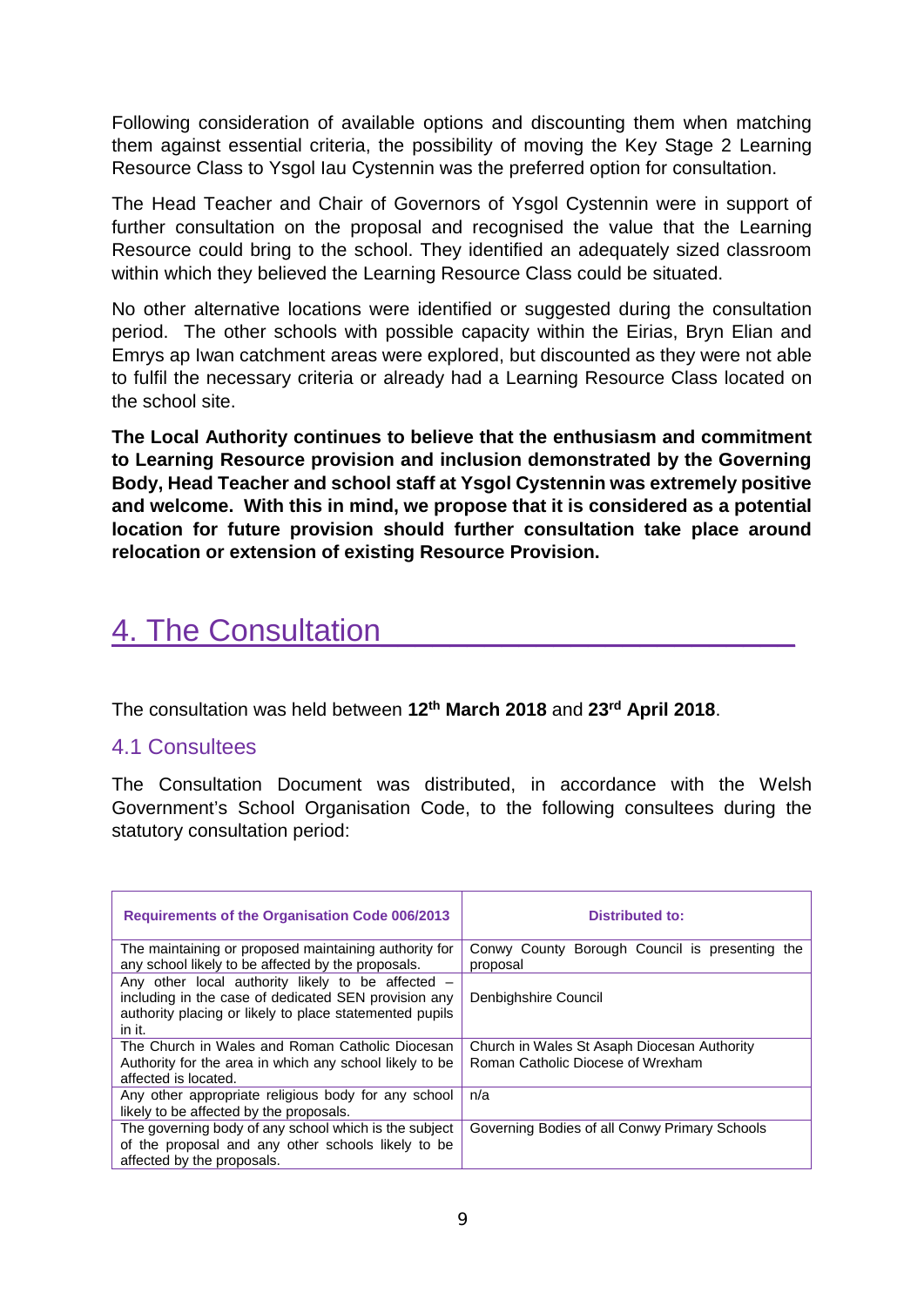Following consideration of available options and discounting them when matching them against essential criteria, the possibility of moving the Key Stage 2 Learning Resource Class to Ysgol Iau Cystennin was the preferred option for consultation.

The Head Teacher and Chair of Governors of Ysgol Cystennin were in support of further consultation on the proposal and recognised the value that the Learning Resource could bring to the school. They identified an adequately sized classroom within which they believed the Learning Resource Class could be situated.

No other alternative locations were identified or suggested during the consultation period. The other schools with possible capacity within the Eirias, Bryn Elian and Emrys ap Iwan catchment areas were explored, but discounted as they were not able to fulfil the necessary criteria or already had a Learning Resource Class located on the school site.

**The Local Authority continues to believe that the enthusiasm and commitment to Learning Resource provision and inclusion demonstrated by the Governing Body, Head Teacher and school staff at Ysgol Cystennin was extremely positive and welcome. With this in mind, we propose that it is considered as a potential location for future provision should further consultation take place around relocation or extension of existing Resource Provision.**

# 4. The Consultation

The consultation was held between **12th March 2018** and **23rd April 2018**.

## 4.1 Consultees

The Consultation Document was distributed, in accordance with the Welsh Government's School Organisation Code, to the following consultees during the statutory consultation period:

| Requirements of the Organisation Code 006/2013 | Distributed to: |
|---|---|
| The maintaining or proposed maintaining authority for any school likely to be affected by the proposals. | Conwy County Borough Council is presenting the proposal |
| Any other local authority likely to be affected – including in the case of dedicated SEN provision any authority placing or likely to place statemented pupils in it. | Denbighshire Council |
| The Church in Wales and Roman Catholic Diocesan Authority for the area in which any school likely to be affected is located. | Church in Wales St Asaph Diocesan Authority<br>Roman Catholic Diocese of Wrexham |
| Any other appropriate religious body for any school likely to be affected by the proposals. | n/a |
| The governing body of any school which is the subject of the proposal and any other schools likely to be affected by the proposals. | Governing Bodies of all Conwy Primary Schools |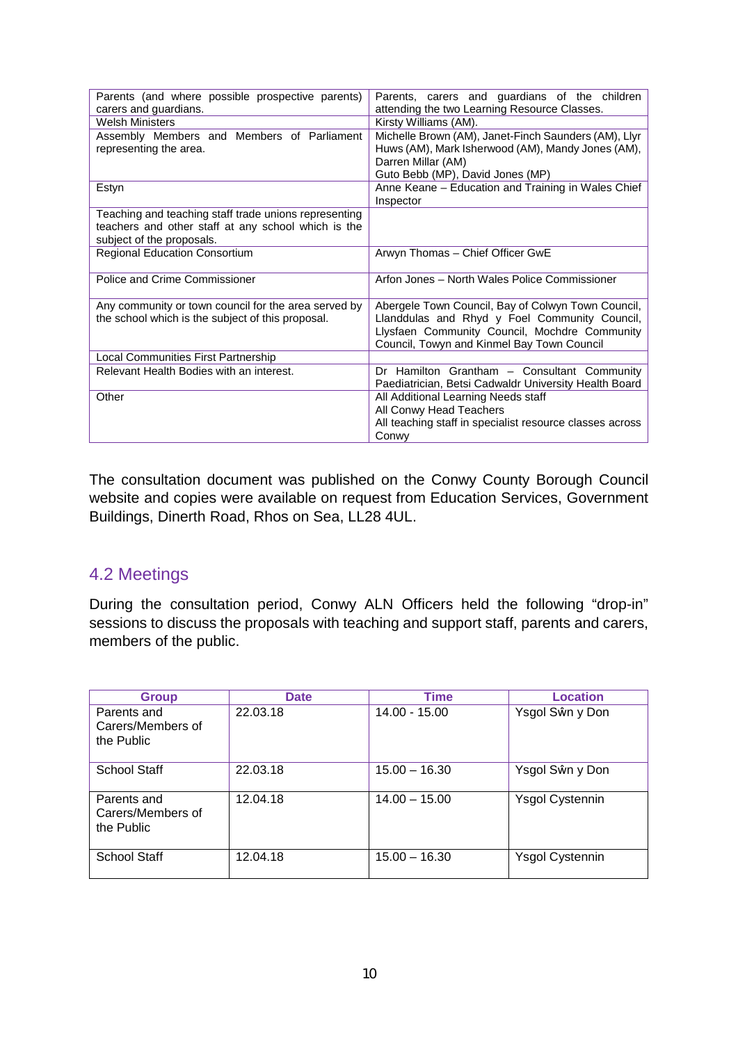| | |
|---|---|
| Parents (and where possible prospective parents) carers and guardians. | Parents, carers and guardians of the children attending the two Learning Resource Classes. |
| Welsh Ministers | Kirsty Williams (AM). |
| Assembly Members and Members of Parliament representing the area. | Michelle Brown (AM), Janet-Finch Saunders (AM), Llyr Huws (AM), Mark Isherwood (AM), Mandy Jones (AM), Darren Millar (AM)<br>Guto Bebb (MP), David Jones (MP) |
| Estyn | Anne Keane – Education and Training in Wales Chief Inspector |
| Teaching and teaching staff trade unions representing teachers and other staff at any school which is the subject of the proposals. | |
| Regional Education Consortium | Arwyn Thomas – Chief Officer GwE |
| Police and Crime Commissioner | Arfon Jones – North Wales Police Commissioner |
| Any community or town council for the area served by the school which is the subject of this proposal. | Abergele Town Council, Bay of Colwyn Town Council, Llanddulas and Rhyd y Foel Community Council, Llysfaen Community Council, Mochdre Community Council, Towyn and Kinmel Bay Town Council |
| Local Communities First Partnership | |
| Relevant Health Bodies with an interest. | Dr Hamilton Grantham – Consultant Community Paediatrician, Betsi Cadwaldr University Health Board |
| Other | All Additional Learning Needs staff<br>All Conwy Head Teachers<br>All teaching staff in specialist resource classes across Conwy |

The consultation document was published on the Conwy County Borough Council website and copies were available on request from Education Services, Government Buildings, Dinerth Road, Rhos on Sea, LL28 4UL.

## 4.2 Meetings

During the consultation period, Conwy ALN Officers held the following “drop-in” sessions to discuss the proposals with teaching and support staff, parents and carers, members of the public.

| Group | Date | Time | Location |
|---|---|---|---|
| Parents and Carers/Members of the Public | 22.03.18 | 14.00 - 15.00 | Ysgol Sŵn y Don |
| School Staff | 22.03.18 | 15.00 – 16.30 | Ysgol Sŵn y Don |
| Parents and Carers/Members of the Public | 12.04.18 | 14.00 – 15.00 | Ysgol Cystennin |
| School Staff | 12.04.18 | 15.00 – 16.30 | Ysgol Cystennin |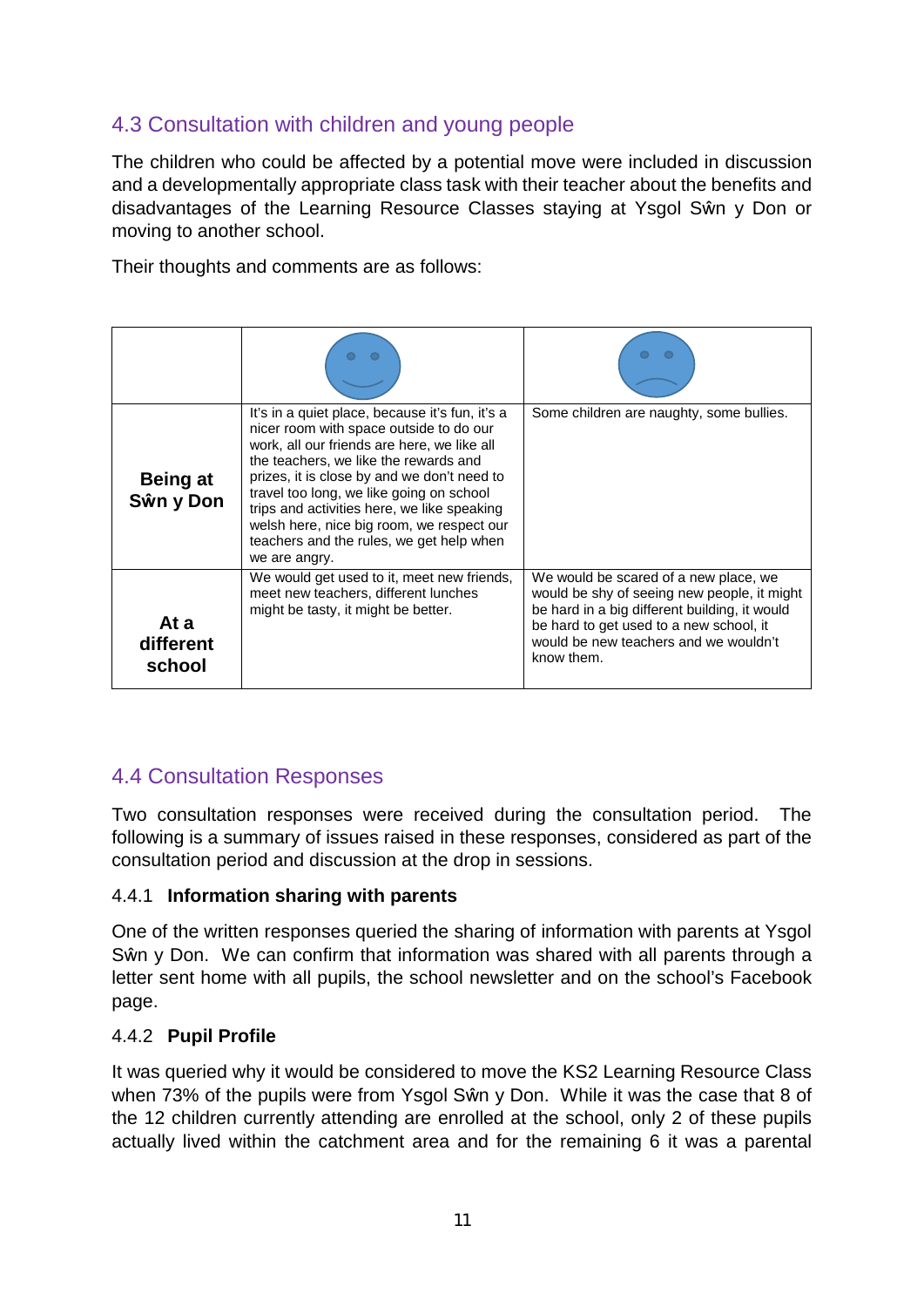## 4.3 Consultation with children and young people

The children who could be affected by a potential move were included in discussion and a developmentally appropriate class task with their teacher about the benefits and disadvantages of the Learning Resource Classes staying at Ysgol Sŵn y Don or moving to another school.

Their thoughts and comments are as follows:

| | 🙂 | 🙁 |
|---|---|---|
| **Being at Sŵn y Don** | It's in a quiet place, because it's fun, it's a nicer room with space outside to do our work, all our friends are here, we like all the teachers, we like the rewards and prizes, it is close by and we don't need to travel too long, we like going on school trips and activities here, we like speaking welsh here, nice big room, we respect our teachers and the rules, we get help when we are angry. | Some children are naughty, some bullies. |
| **At a different school** | We would get used to it, meet new friends, meet new teachers, different lunches might be tasty, it might be better. | We would be scared of a new place, we would be shy of seeing new people, it might be hard in a big different building, it would be hard to get used to a new school, it would be new teachers and we wouldn't know them. |

## 4.4 Consultation Responses

Two consultation responses were received during the consultation period. The following is a summary of issues raised in these responses, considered as part of the consultation period and discussion at the drop in sessions.

### 4.4.1 **Information sharing with parents**

One of the written responses queried the sharing of information with parents at Ysgol Sŵn y Don. We can confirm that information was shared with all parents through a letter sent home with all pupils, the school newsletter and on the school's Facebook page.

### 4.4.2 **Pupil Profile**

It was queried why it would be considered to move the KS2 Learning Resource Class when 73% of the pupils were from Ysgol Sŵn y Don. While it was the case that 8 of the 12 children currently attending are enrolled at the school, only 2 of these pupils actually lived within the catchment area and for the remaining 6 it was a parental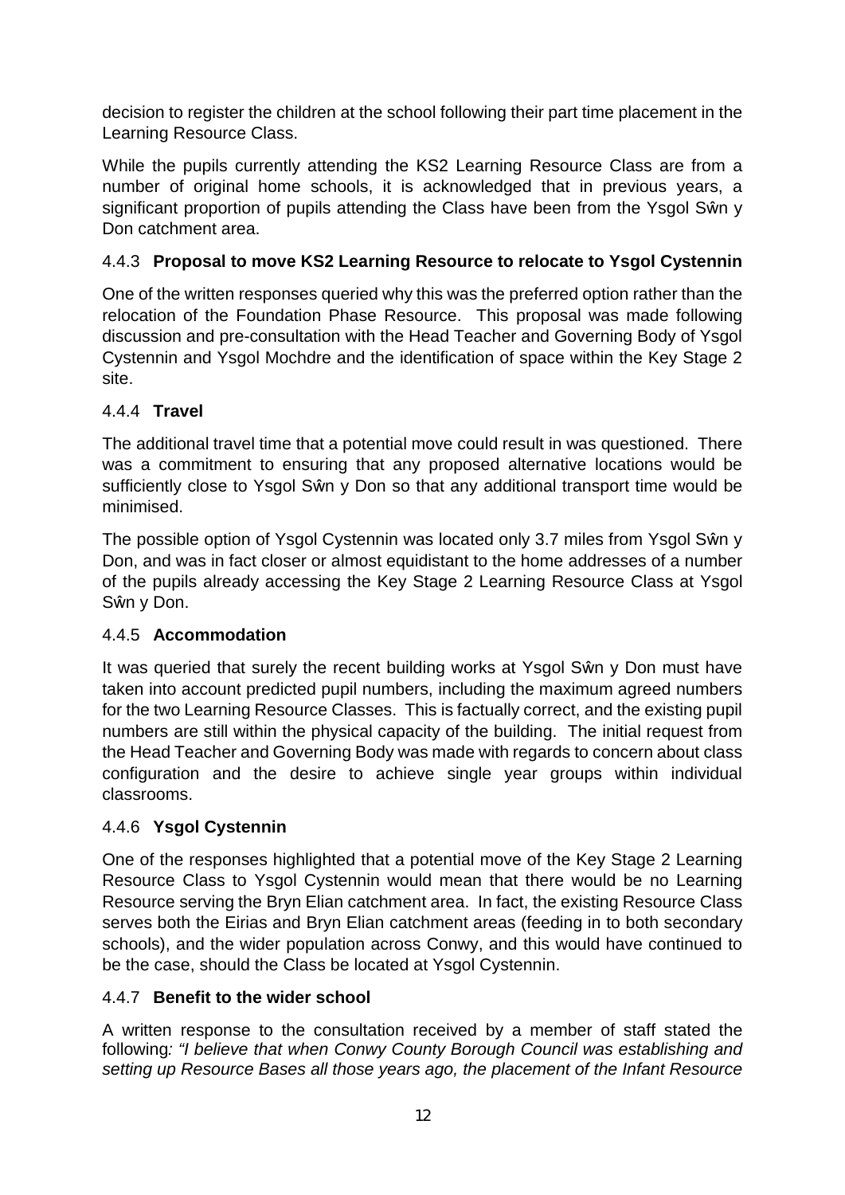decision to register the children at the school following their part time placement in the Learning Resource Class.

While the pupils currently attending the KS2 Learning Resource Class are from a number of original home schools, it is acknowledged that in previous years, a significant proportion of pupils attending the Class have been from the Ysgol Sŵn y Don catchment area.

### 4.4.3 **Proposal to move KS2 Learning Resource to relocate to Ysgol Cystennin**

One of the written responses queried why this was the preferred option rather than the relocation of the Foundation Phase Resource. This proposal was made following discussion and pre-consultation with the Head Teacher and Governing Body of Ysgol Cystennin and Ysgol Mochdre and the identification of space within the Key Stage 2 site.

### 4.4.4 **Travel**

The additional travel time that a potential move could result in was questioned. There was a commitment to ensuring that any proposed alternative locations would be sufficiently close to Ysgol Sŵn y Don so that any additional transport time would be minimised.

The possible option of Ysgol Cystennin was located only 3.7 miles from Ysgol Sŵn y Don, and was in fact closer or almost equidistant to the home addresses of a number of the pupils already accessing the Key Stage 2 Learning Resource Class at Ysgol Sŵn y Don.

### 4.4.5 **Accommodation**

It was queried that surely the recent building works at Ysgol Sŵn y Don must have taken into account predicted pupil numbers, including the maximum agreed numbers for the two Learning Resource Classes. This is factually correct, and the existing pupil numbers are still within the physical capacity of the building. The initial request from the Head Teacher and Governing Body was made with regards to concern about class configuration and the desire to achieve single year groups within individual classrooms.

### 4.4.6 **Ysgol Cystennin**

One of the responses highlighted that a potential move of the Key Stage 2 Learning Resource Class to Ysgol Cystennin would mean that there would be no Learning Resource serving the Bryn Elian catchment area. In fact, the existing Resource Class serves both the Eirias and Bryn Elian catchment areas (feeding in to both secondary schools), and the wider population across Conwy, and this would have continued to be the case, should the Class be located at Ysgol Cystennin.

### 4.4.7 **Benefit to the wider school**

A written response to the consultation received by a member of staff stated the following*: "I believe that when Conwy County Borough Council was establishing and setting up Resource Bases all those years ago, the placement of the Infant Resource*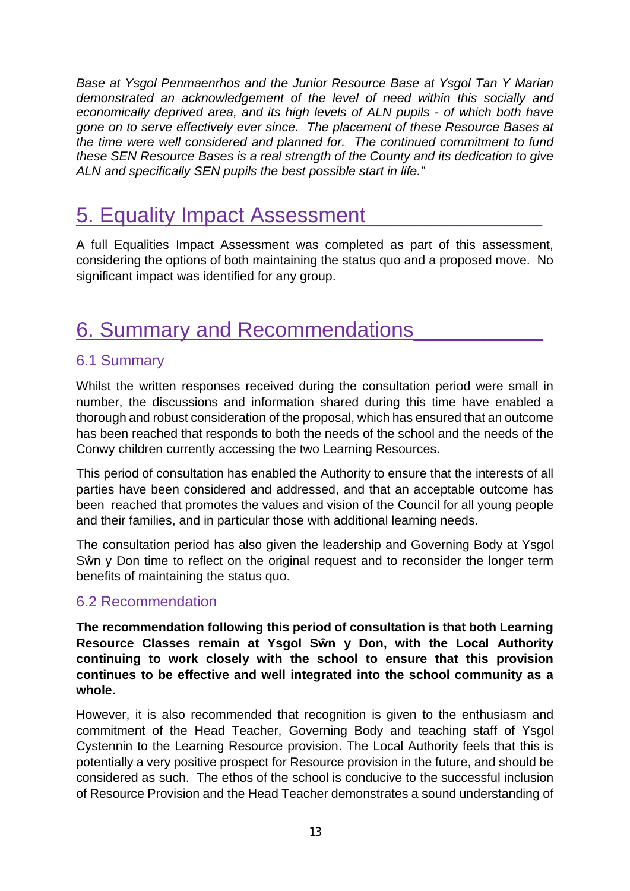*Base at Ysgol Penmaenrhos and the Junior Resource Base at Ysgol Tan Y Marian demonstrated an acknowledgement of the level of need within this socially and economically deprived area, and its high levels of ALN pupils - of which both have gone on to serve effectively ever since. The placement of these Resource Bases at the time were well considered and planned for. The continued commitment to fund these SEN Resource Bases is a real strength of the County and its dedication to give ALN and specifically SEN pupils the best possible start in life."*

# 5. Equality Impact Assessment

A full Equalities Impact Assessment was completed as part of this assessment, considering the options of both maintaining the status quo and a proposed move. No significant impact was identified for any group.

# 6. Summary and Recommendations

## 6.1 Summary

Whilst the written responses received during the consultation period were small in number, the discussions and information shared during this time have enabled a thorough and robust consideration of the proposal, which has ensured that an outcome has been reached that responds to both the needs of the school and the needs of the Conwy children currently accessing the two Learning Resources.

This period of consultation has enabled the Authority to ensure that the interests of all parties have been considered and addressed, and that an acceptable outcome has been reached that promotes the values and vision of the Council for all young people and their families, and in particular those with additional learning needs.

The consultation period has also given the leadership and Governing Body at Ysgol Sŵn y Don time to reflect on the original request and to reconsider the longer term benefits of maintaining the status quo.

## 6.2 Recommendation

**The recommendation following this period of consultation is that both Learning Resource Classes remain at Ysgol Sŵn y Don, with the Local Authority continuing to work closely with the school to ensure that this provision continues to be effective and well integrated into the school community as a whole.**

However, it is also recommended that recognition is given to the enthusiasm and commitment of the Head Teacher, Governing Body and teaching staff of Ysgol Cystennin to the Learning Resource provision. The Local Authority feels that this is potentially a very positive prospect for Resource provision in the future, and should be considered as such. The ethos of the school is conducive to the successful inclusion of Resource Provision and the Head Teacher demonstrates a sound understanding of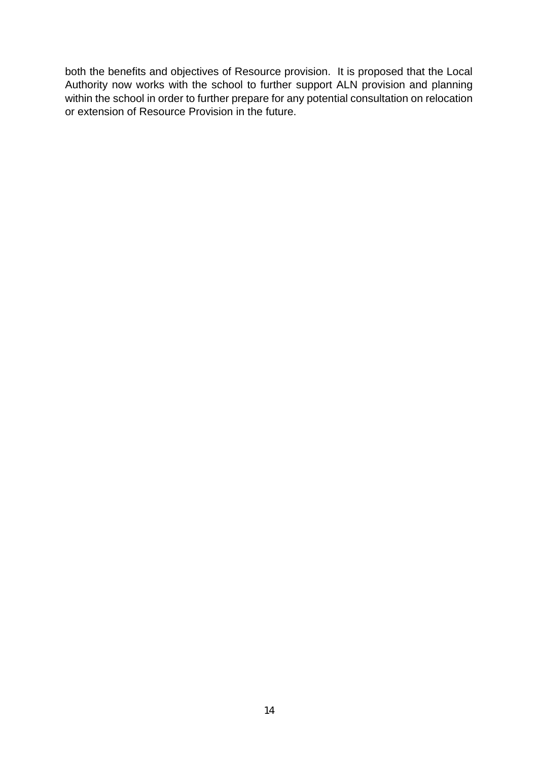both the benefits and objectives of Resource provision.  It is proposed that the Local Authority now works with the school to further support ALN provision and planning within the school in order to further prepare for any potential consultation on relocation or extension of Resource Provision in the future.